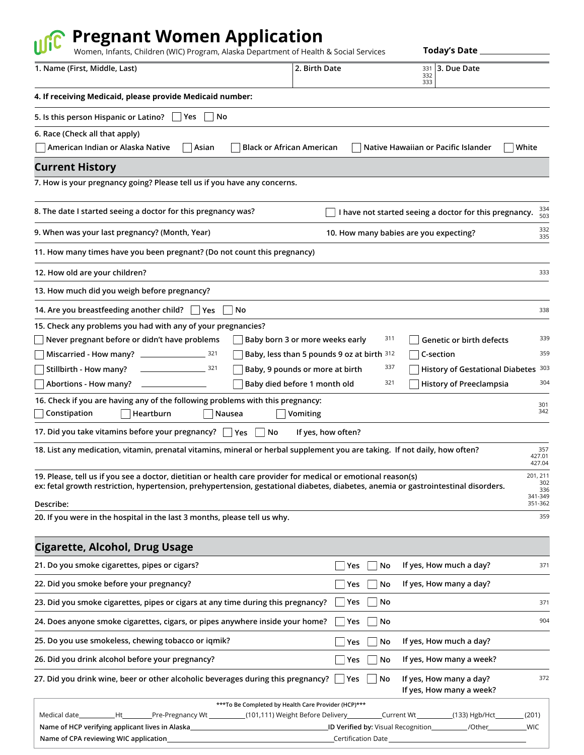# Pregnant Women Application

Women, Infants, Children (WIC) Program, Alaska Department of Health & Social Services

**Today's Date** ______________

| 1. Name (First, Middle, Last) | 2. Birth Date | 331 332 333 | 3. Due Date |
|---|---|---|---|
| | | | |

**4. If receiving Medicaid, please provide Medicaid number:**

**5. Is this person Hispanic or Latino?** ☐ Yes ☐ No

**6. Race (Check all that apply)**

☐ American Indian or Alaska Native ☐ Asian ☐ Black or African American ☐ Native Hawaiian or Pacific Islander ☐ White

## Current History

**7. How is your pregnancy going? Please tell us if you have any concerns.**

**8. The date I started seeing a doctor for this pregnancy was?** ☐ I have not started seeing a doctor for this pregnancy. 334 503

**9. When was your last pregnancy? (Month, Year)** **10. How many babies are you expecting?** 332 335

**11. How many times have you been pregnant? (Do not count this pregnancy)**

**12. How old are your children?** 333

**13. How much did you weigh before pregnancy?**

**14. Are you breastfeeding another child?** ☐ Yes ☐ No 338

**15. Check any problems you had with any of your pregnancies?**

| | | | | | |
|---|---|---|---|---|---|
| ☐ Never pregnant before or didn't have problems | | ☐ Baby born 3 or more weeks early | 311 | ☐ Genetic or birth defects | 339 |
| ☐ Miscarried - How many? ______ | 321 | ☐ Baby, less than 5 pounds 9 oz at birth | 312 | ☐ C-section | 359 |
| ☐ Stillbirth - How many? ______ | 321 | ☐ Baby, 9 pounds or more at birth | 337 | ☐ History of Gestational Diabetes | 303 |
| ☐ Abortions - How many? ______ | | ☐ Baby died before 1 month old | 321 | ☐ History of Preeclampsia | 304 |

**16. Check if you are having any of the following problems with this pregnancy:** 301 342

☐ Constipation ☐ Heartburn ☐ Nausea ☐ Vomiting

**17. Did you take vitamins before your pregnancy?** ☐ Yes ☐ No **If yes, how often?**

**18. List any medication, vitamin, prenatal vitamins, mineral or herbal supplement you are taking. If not daily, how often?** 357 427.01 427.04

**19. Please, tell us if you see a doctor, dietitian or health care provider for medical or emotional reason(s)**
**ex: fetal growth restriction, hypertension, prehypertension, gestational diabetes, diabetes, anemia or gastrointestinal disorders.** 201, 211 302 336 341-349 351-362

**Describe:**

**20. If you were in the hospital in the last 3 months, please tell us why.** 359

## Cigarette, Alcohol, Drug Usage

| | | | |
|---|---|---|---|
| 21. Do you smoke cigarettes, pipes or cigars? | ☐ Yes ☐ No | If yes, How much a day? | 371 |
| 22. Did you smoke before your pregnancy? | ☐ Yes ☐ No | If yes, How many a day? | |
| 23. Did you smoke cigarettes, pipes or cigars at any time during this pregnancy? | ☐ Yes ☐ No | | 371 |
| 24. Does anyone smoke cigarettes, cigars, or pipes anywhere inside your home? | ☐ Yes ☐ No | | 904 |
| 25. Do you use smokeless, chewing tobacco or iqmik? | ☐ Yes ☐ No | If yes, How much a day? | |
| 26. Did you drink alcohol before your pregnancy? | ☐ Yes ☐ No | If yes, How many a week? | |
| 27. Did you drink wine, beer or other alcoholic beverages during this pregnancy? | ☐ Yes ☐ No | If yes, How many a day? If yes, How many a week? | 372 |

***To Be Completed by Health Care Provider (HCP)***

Medical date__________Ht________Pre-Pregnancy Wt __________(101,111) Weight Before Delivery__________Current Wt__________(133) Hgb/Hct________(201)

Name of HCP verifying applicant lives in Alaska______________________________ID Verified by: Visual Recognition__________/Other__________WIC

Name of CPA reviewing WIC application______________________________Certification Date______________________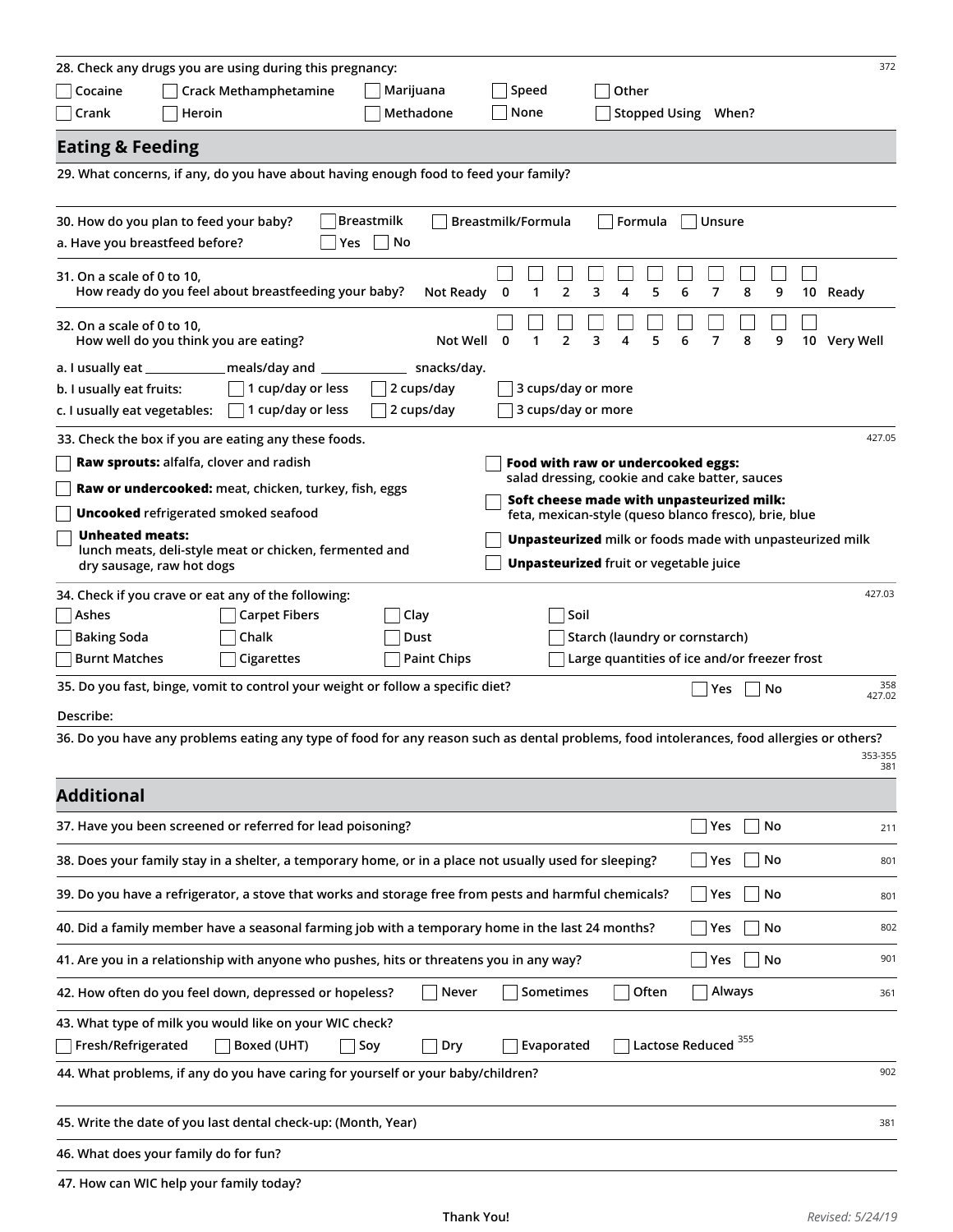28. Check any drugs you are using during this pregnancy: 372

☐ Cocaine ☐ Crack Methamphetamine ☐ Marijuana ☐ Speed ☐ Other

☐ Crank ☐ Heroin ☐ Methadone ☐ None ☐ Stopped Using When?

## Eating & Feeding

29. What concerns, if any, do you have about having enough food to feed your family?

30. How do you plan to feed your baby? ☐ Breastmilk ☐ Breastmilk/Formula ☐ Formula ☐ Unsure

a. Have you breastfeed before? ☐ Yes ☐ No

31. On a scale of 0 to 10,
How ready do you feel about breastfeeding your baby? Not Ready ☐ 0 ☐ 1 ☐ 2 ☐ 3 ☐ 4 ☐ 5 ☐ 6 ☐ 7 ☐ 8 ☐ 9 ☐ 10 Ready

32. On a scale of 0 to 10,
How well do you think you are eating? Not Well ☐ 0 ☐ 1 ☐ 2 ☐ 3 ☐ 4 ☐ 5 ☐ 6 ☐ 7 ☐ 8 ☐ 9 ☐ 10 Very Well

a. I usually eat _____________ meals/day and _____________ snacks/day.

b. I usually eat fruits: ☐ 1 cup/day or less ☐ 2 cups/day ☐ 3 cups/day or more

c. I usually eat vegetables: ☐ 1 cup/day or less ☐ 2 cups/day ☐ 3 cups/day or more

33. Check the box if you are eating any these foods. 427.05

☐ **Raw sprouts:** alfalfa, clover and radish

☐ **Raw or undercooked:** meat, chicken, turkey, fish, eggs

☐ **Uncooked** refrigerated smoked seafood

☐ **Unheated meats:** lunch meats, deli-style meat or chicken, fermented and dry sausage, raw hot dogs

☐ **Food with raw or undercooked eggs:** salad dressing, cookie and cake batter, sauces

☐ **Soft cheese made with unpasteurized milk:** feta, mexican-style (queso blanco fresco), brie, blue

☐ **Unpasteurized** milk or foods made with unpasteurized milk

☐ **Unpasteurized** fruit or vegetable juice

34. Check if you crave or eat any of the following: 427.03

☐ Ashes ☐ Carpet Fibers ☐ Clay ☐ Soil

☐ Baking Soda ☐ Chalk ☐ Dust ☐ Starch (laundry or cornstarch)

☐ Burnt Matches ☐ Cigarettes ☐ Paint Chips ☐ Large quantities of ice and/or freezer frost

35. Do you fast, binge, vomit to control your weight or follow a specific diet? ☐ Yes ☐ No 358 427.02

Describe:

36. Do you have any problems eating any type of food for any reason such as dental problems, food intolerances, food allergies or others? 353-355 381

## Additional

37. Have you been screened or referred for lead poisoning? ☐ Yes ☐ No 211

38. Does your family stay in a shelter, a temporary home, or in a place not usually used for sleeping? ☐ Yes ☐ No 801

39. Do you have a refrigerator, a stove that works and storage free from pests and harmful chemicals? ☐ Yes ☐ No 801

40. Did a family member have a seasonal farming job with a temporary home in the last 24 months? ☐ Yes ☐ No 802

41. Are you in a relationship with anyone who pushes, hits or threatens you in any way? ☐ Yes ☐ No 901

42. How often do you feel down, depressed or hopeless? ☐ Never ☐ Sometimes ☐ Often ☐ Always 361

43. What type of milk you would like on your WIC check?

☐ Fresh/Refrigerated ☐ Boxed (UHT) ☐ Soy ☐ Dry ☐ Evaporated ☐ Lactose Reduced 355

44. What problems, if any do you have caring for yourself or your baby/children? 902

45. Write the date of you last dental check-up: (Month, Year) 381

46. What does your family do for fun?

47. How can WIC help your family today?

Thank You!

*Revised: 5/24/19*